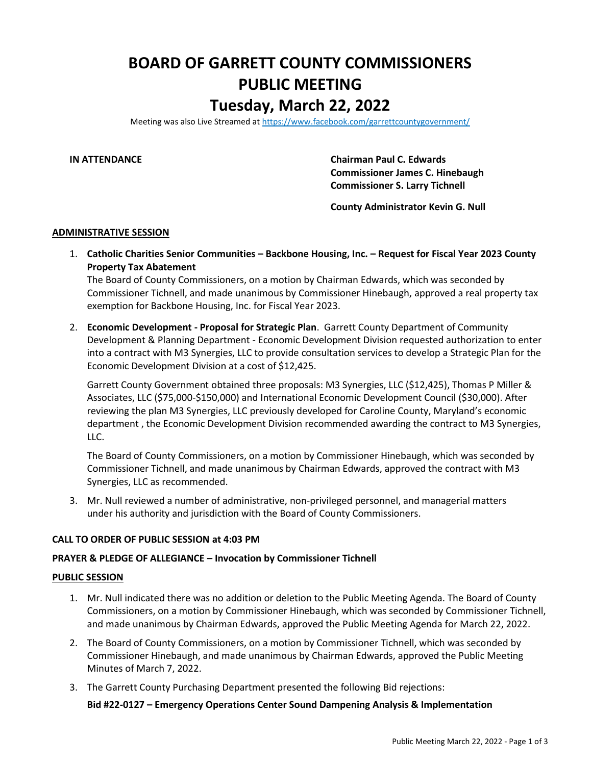# BOARD OF GARRETT COUNTY COMMISSIONERS
# PUBLIC MEETING
# Tuesday, March 22, 2022

Meeting was also Live Streamed at https://www.facebook.com/garrettcountygovernment/

**IN ATTENDANCE**

**Chairman Paul C. Edwards**
**Commissioner James C. Hinebaugh**
**Commissioner S. Larry Tichnell**

**County Administrator Kevin G. Null**

## ADMINISTRATIVE SESSION

1. **Catholic Charities Senior Communities – Backbone Housing, Inc. – Request for Fiscal Year 2023 County Property Tax Abatement**
   The Board of County Commissioners, on a motion by Chairman Edwards, which was seconded by Commissioner Tichnell, and made unanimous by Commissioner Hinebaugh, approved a real property tax exemption for Backbone Housing, Inc. for Fiscal Year 2023.

2. **Economic Development - Proposal for Strategic Plan**. Garrett County Department of Community Development & Planning Department - Economic Development Division requested authorization to enter into a contract with M3 Synergies, LLC to provide consultation services to develop a Strategic Plan for the Economic Development Division at a cost of $12,425.

   Garrett County Government obtained three proposals: M3 Synergies, LLC ($12,425), Thomas P Miller & Associates, LLC ($75,000-$150,000) and International Economic Development Council ($30,000). After reviewing the plan M3 Synergies, LLC previously developed for Caroline County, Maryland's economic department , the Economic Development Division recommended awarding the contract to M3 Synergies, LLC.

   The Board of County Commissioners, on a motion by Commissioner Hinebaugh, which was seconded by Commissioner Tichnell, and made unanimous by Chairman Edwards, approved the contract with M3 Synergies, LLC as recommended.

3. Mr. Null reviewed a number of administrative, non-privileged personnel, and managerial matters under his authority and jurisdiction with the Board of County Commissioners.

**CALL TO ORDER OF PUBLIC SESSION at 4:03 PM**

**PRAYER & PLEDGE OF ALLEGIANCE – Invocation by Commissioner Tichnell**

## PUBLIC SESSION

1. Mr. Null indicated there was no addition or deletion to the Public Meeting Agenda. The Board of County Commissioners, on a motion by Commissioner Hinebaugh, which was seconded by Commissioner Tichnell, and made unanimous by Chairman Edwards, approved the Public Meeting Agenda for March 22, 2022.

2. The Board of County Commissioners, on a motion by Commissioner Tichnell, which was seconded by Commissioner Hinebaugh, and made unanimous by Chairman Edwards, approved the Public Meeting Minutes of March 7, 2022.

3. The Garrett County Purchasing Department presented the following Bid rejections:

   **Bid #22-0127 – Emergency Operations Center Sound Dampening Analysis & Implementation**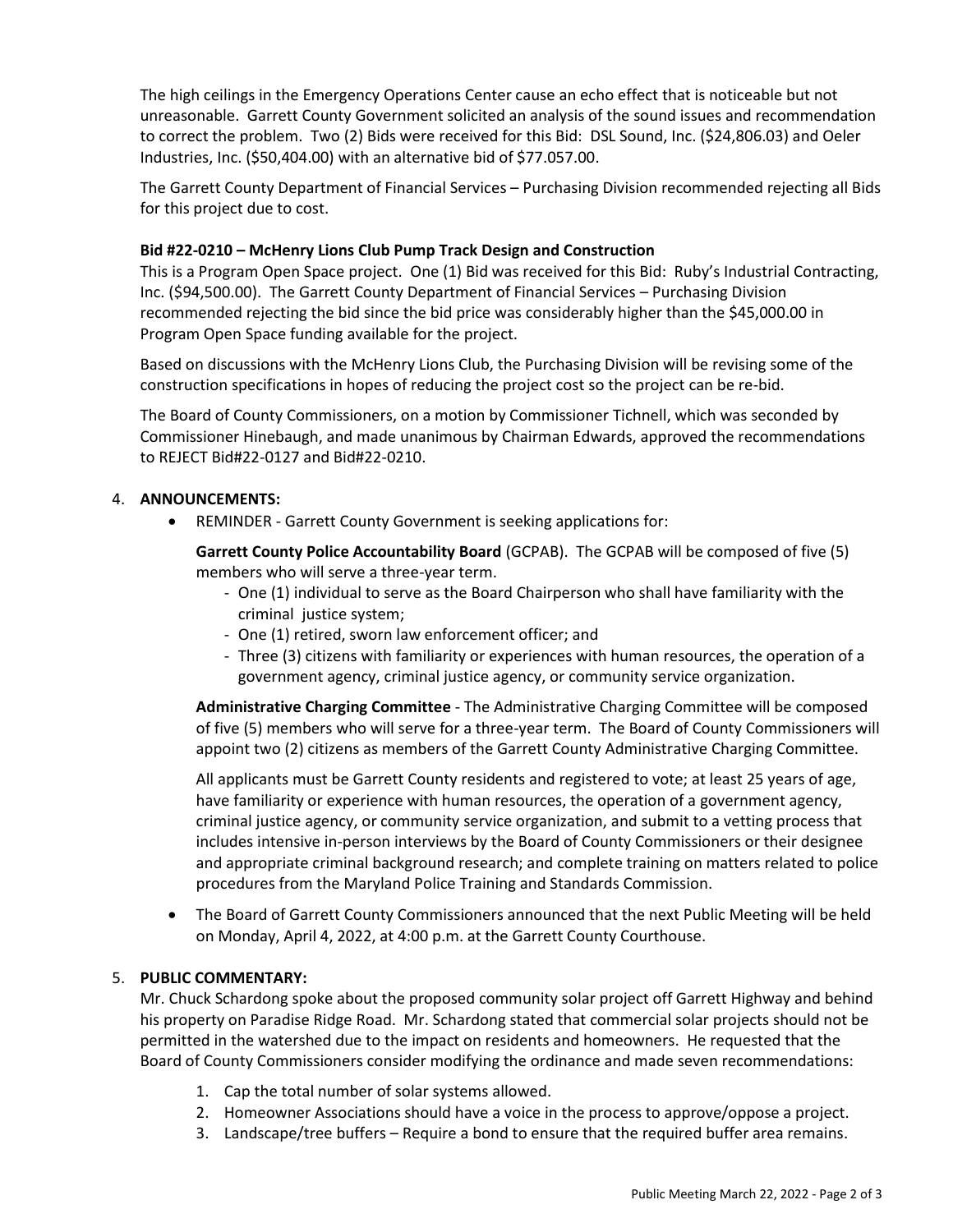The high ceilings in the Emergency Operations Center cause an echo effect that is noticeable but not unreasonable. Garrett County Government solicited an analysis of the sound issues and recommendation to correct the problem. Two (2) Bids were received for this Bid: DSL Sound, Inc. ($24,806.03) and Oeler Industries, Inc. ($50,404.00) with an alternative bid of $77.057.00.

The Garrett County Department of Financial Services – Purchasing Division recommended rejecting all Bids for this project due to cost.

**Bid #22-0210 – McHenry Lions Club Pump Track Design and Construction**
This is a Program Open Space project. One (1) Bid was received for this Bid: Ruby's Industrial Contracting, Inc. ($94,500.00). The Garrett County Department of Financial Services – Purchasing Division recommended rejecting the bid since the bid price was considerably higher than the $45,000.00 in Program Open Space funding available for the project.

Based on discussions with the McHenry Lions Club, the Purchasing Division will be revising some of the construction specifications in hopes of reducing the project cost so the project can be re-bid.

The Board of County Commissioners, on a motion by Commissioner Tichnell, which was seconded by Commissioner Hinebaugh, and made unanimous by Chairman Edwards, approved the recommendations to REJECT Bid#22-0127 and Bid#22-0210.

4. **ANNOUNCEMENTS:**
   - REMINDER - Garrett County Government is seeking applications for:

     **Garrett County Police Accountability Board** (GCPAB). The GCPAB will be composed of five (5) members who will serve a three-year term.
     - One (1) individual to serve as the Board Chairperson who shall have familiarity with the criminal justice system;
     - One (1) retired, sworn law enforcement officer; and
     - Three (3) citizens with familiarity or experiences with human resources, the operation of a government agency, criminal justice agency, or community service organization.

     **Administrative Charging Committee** - The Administrative Charging Committee will be composed of five (5) members who will serve for a three-year term. The Board of County Commissioners will appoint two (2) citizens as members of the Garrett County Administrative Charging Committee.

     All applicants must be Garrett County residents and registered to vote; at least 25 years of age, have familiarity or experience with human resources, the operation of a government agency, criminal justice agency, or community service organization, and submit to a vetting process that includes intensive in-person interviews by the Board of County Commissioners or their designee and appropriate criminal background research; and complete training on matters related to police procedures from the Maryland Police Training and Standards Commission.

   - The Board of Garrett County Commissioners announced that the next Public Meeting will be held on Monday, April 4, 2022, at 4:00 p.m. at the Garrett County Courthouse.

5. **PUBLIC COMMENTARY:**
   Mr. Chuck Schardong spoke about the proposed community solar project off Garrett Highway and behind his property on Paradise Ridge Road. Mr. Schardong stated that commercial solar projects should not be permitted in the watershed due to the impact on residents and homeowners. He requested that the Board of County Commissioners consider modifying the ordinance and made seven recommendations:

   1. Cap the total number of solar systems allowed.
   2. Homeowner Associations should have a voice in the process to approve/oppose a project.
   3. Landscape/tree buffers – Require a bond to ensure that the required buffer area remains.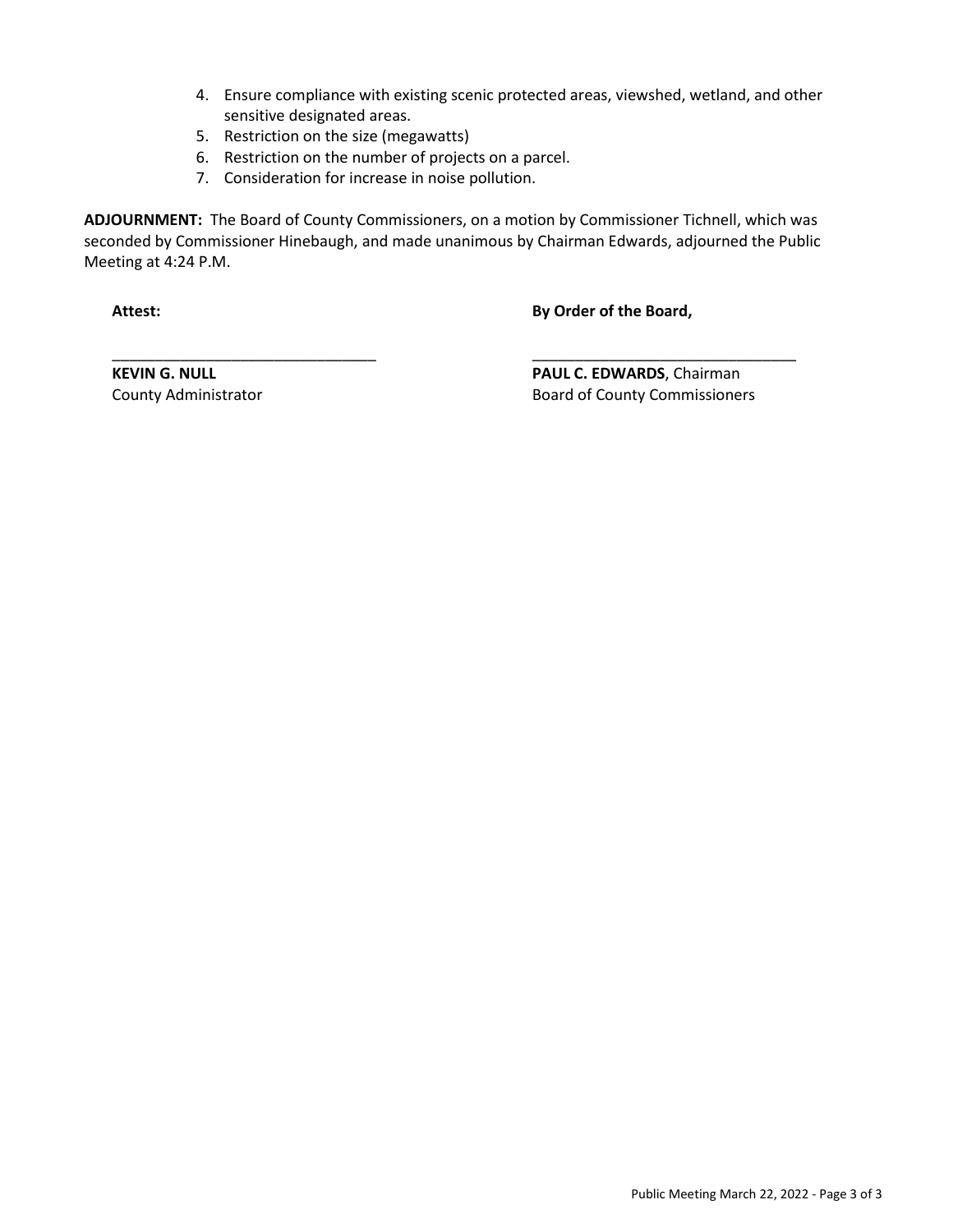4. Ensure compliance with existing scenic protected areas, viewshed, wetland, and other sensitive designated areas.
5. Restriction on the size (megawatts)
6. Restriction on the number of projects on a parcel.
7. Consideration for increase in noise pollution.

**ADJOURNMENT:** The Board of County Commissioners, on a motion by Commissioner Tichnell, which was seconded by Commissioner Hinebaugh, and made unanimous by Chairman Edwards, adjourned the Public Meeting at 4:24 P.M.

**Attest:**

\_\_\_\_\_\_\_\_\_\_\_\_\_\_\_\_\_\_\_\_\_\_\_\_\_\_\_\_\_\_\_\_

**KEVIN G. NULL**
County Administrator

**By Order of the Board,**

\_\_\_\_\_\_\_\_\_\_\_\_\_\_\_\_\_\_\_\_\_\_\_\_\_\_\_\_\_\_\_\_

**PAUL C. EDWARDS**, Chairman
Board of County Commissioners